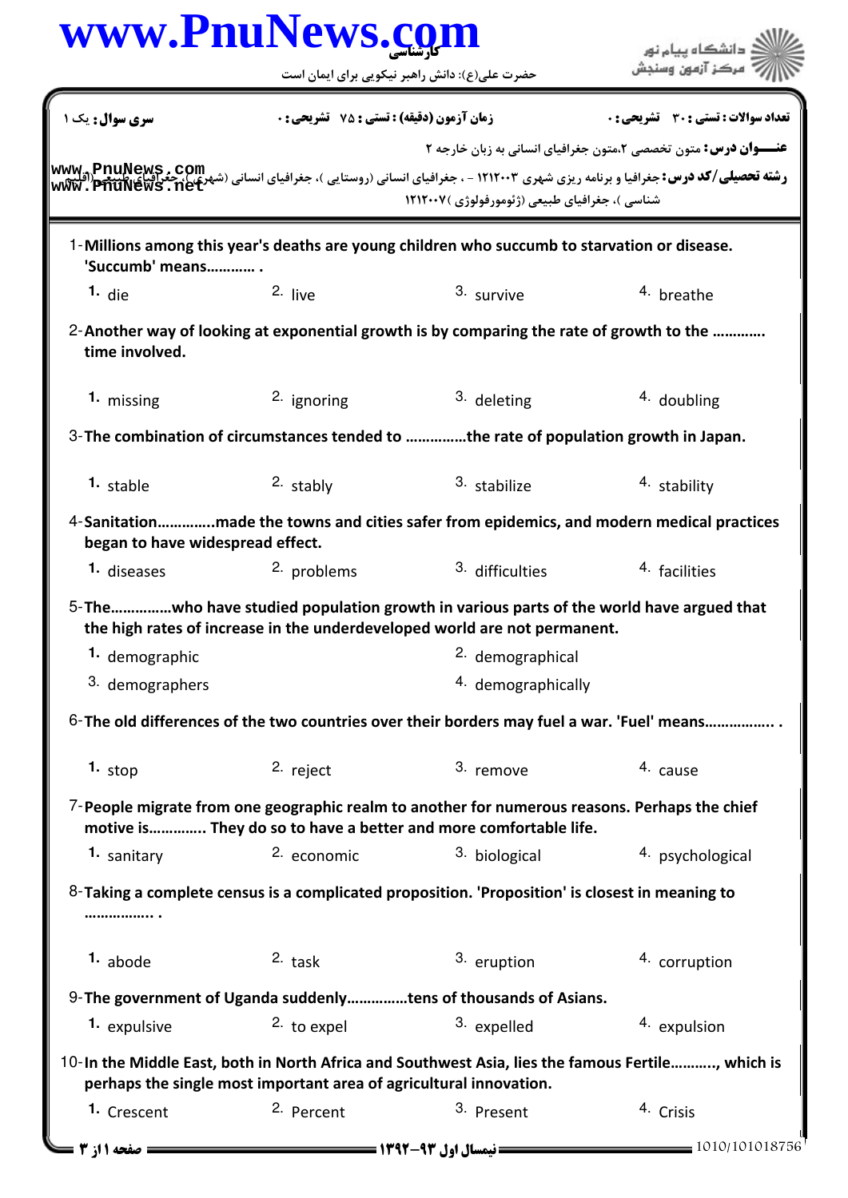**کارشناسی**

حضرت علی(ع): دانش راهبر نیکویی برای ایمان است

دانشگاه پیام نور
مرکز آزمون وسنجش

**تعداد سوالات : تستی : ۳۰  تشریحی : ۰** | **زمان آزمون (دقیقه) : تستی : ۷۵  تشریحی : ۰** | **سری سوال : یک ۱**

**عنـــوان درس:** متون تخصصی ۲،متون جغرافیای انسانی به زبان خارجه ۲

**رشته تحصیلی/کد درس:** جغرافیا و برنامه ریزی شهری ۱۲۱۲۰۰۳ - ، جغرافیای انسانی (روستایی )، جغرافیای انسانی (شهری )، جغرافیای طبیعی (اقلیم شناسی )، جغرافیای طبیعی (ژئومورفولوژی )۱۲۱۲۰۰۷

1-**Millions among this year's deaths are young children who succumb to starvation or disease. 'Succumb' means………… .**

1. die
2. live
3. survive
4. breathe

2-**Another way of looking at exponential growth is by comparing the rate of growth to the ………… time involved.**

1. missing
2. ignoring
3. deleting
4. doubling

3-**The combination of circumstances tended to ……………the rate of population growth in Japan.**

1. stable
2. stably
3. stabilize
4. stability

4-**Sanitation…………..made the towns and cities safer from epidemics, and modern medical practices began to have widespread effect.**

1. diseases
2. problems
3. difficulties
4. facilities

5-**The……………who have studied population growth in various parts of the world have argued that the high rates of increase in the underdeveloped world are not permanent.**

1. demographic
2. demographical
3. demographers
4. demographically

6-**The old differences of the two countries over their borders may fuel a war. 'Fuel' means…………….. .**

1. stop
2. reject
3. remove
4. cause

7-**People migrate from one geographic realm to another for numerous reasons. Perhaps the chief motive is…………. They do so to have a better and more comfortable life.**

1. sanitary
2. economic
3. biological
4. psychological

8-**Taking a complete census is a complicated proposition. 'Proposition' is closest in meaning to …………….. .**

1. abode
2. task
3. eruption
4. corruption

9-**The government of Uganda suddenly……………tens of thousands of Asians.**

1. expulsive
2. to expel
3. expelled
4. expulsion

10-**In the Middle East, both in North Africa and Southwest Asia, lies the famous Fertile……….., which is perhaps the single most important area of agricultural innovation.**

1. Crescent
2. Percent
3. Present
4. Crisis

نیمسال اول ۹۳-۱۳۹۲

1010/101018756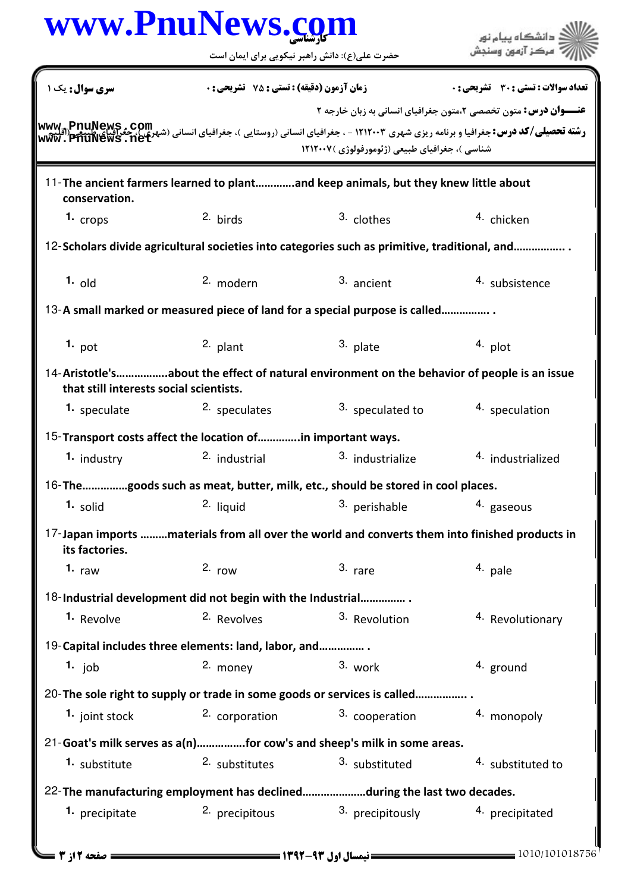**سری سوال:** یک ۱ | **زمان آزمون (دقیقه) : تستی : ۷۵ تشریحی : ۰** | **تعداد سوالات : تستی : ۳۰ تشریحی : ۰**

**عنـــوان درس:** متون تخصصی ۲،متون جغرافیای انسانی به زبان خارجه ۲

**رشته تحصیلی/کد درس:** جغرافیا و برنامه ریزی شهری ۱۲۱۲۰۰۳ - ، جغرافیای انسانی (روستایی )، جغرافیای انسانی (شهری)، جغرافیای طبیعی (اقلیم شناسی )، جغرافیای طبیعی (ژئومورفولوژی )۱۲۱۲۰۰۷

11-**The ancient farmers learned to plant............and keep animals, but they knew little about conservation.**

1. crops
2. birds
3. clothes
4. chicken

12-**Scholars divide agricultural societies into categories such as primitive, traditional, and................ .**

1. old
2. modern
3. ancient
4. subsistence

13-**A small marked or measured piece of land for a special purpose is called............... .**

1. pot
2. plant
3. plate
4. plot

14-**Aristotle's................about the effect of natural environment on the behavior of people is an issue that still interests social scientists.**

1. speculate
2. speculates
3. speculated to
4. speculation

15-**Transport costs affect the location of.............in important ways.**

1. industry
2. industrial
3. industrialize
4. industrialized

16-**The..............goods such as meat, butter, milk, etc., should be stored in cool places.**

1. solid
2. liquid
3. perishable
4. gaseous

17-**Japan imports .........materials from all over the world and converts them into finished products in its factories.**

1. raw
2. row
3. rare
4. pale

18-**Industrial development did not begin with the Industrial.............. .**

1. Revolve
2. Revolves
3. Revolution
4. Revolutionary

19-**Capital includes three elements: land, labor, and.............. .**

1. job
2. money
3. work
4. ground

20-**The sole right to supply or trade in some goods or services is called................ .**

1. joint stock
2. corporation
3. cooperation
4. monopoly

21-**Goat's milk serves as a(n)...............for cow's and sheep's milk in some areas.**

1. substitute
2. substitutes
3. substituted
4. substituted to

22-**The manufacturing employment has declined....................during the last two decades.**

1. precipitate
2. precipitous
3. precipitously
4. precipitated

**نیمسال اول ۹۳-۱۳۹۲**

1010/101018756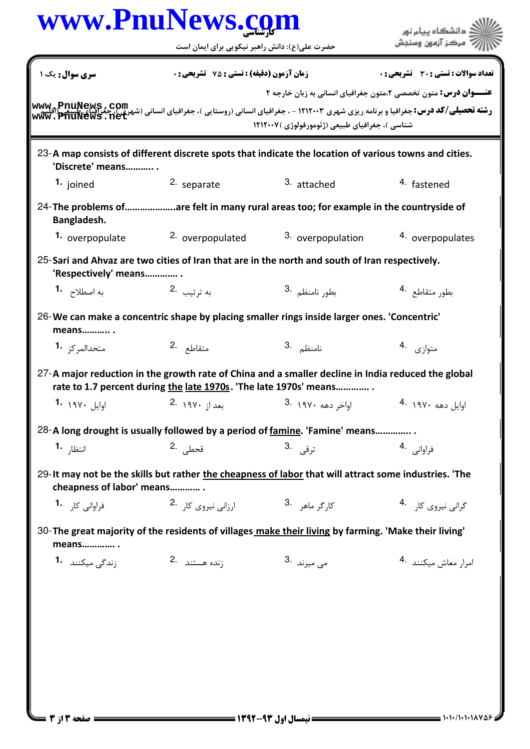**سری سوال:** یک ۱ | **زمان آزمون (دقیقه) : تستی : ۷۵ تشریحی : ۰** | **تعداد سوالات : تستی : ۳۰ تشریحی : ۰**

**عنـــوان درس:** متون تخصصی ۲،متون جغرافیای انسانی به زبان خارجه ۲

**رشته تحصیلی/کد درس:** جغرافیا و برنامه ریزی شهری ۱۲۱۲۰۰۳ - ، جغرافیای انسانی (روستایی )، جغرافیای انسانی (شهری)، جغرافیای طبیعی (اقلیم شناسی )، جغرافیای طبیعی (ژئومورفولوژی )۱۲۱۲۰۰۷

23- A map consists of different discrete spots that indicate the location of various towns and cities. 'Discrete' means……….. .

1. joined
2. separate
3. attached
4. fastened

24- The problems of………………..are felt in many rural areas too; for example in the countryside of Bangladesh.

1. overpopulate
2. overpopulated
3. overpopulation
4. overpopulates

25- Sari and Ahvaz are two cities of Iran that are in the north and south of Iran respectively. 'Respectively' means…………. .

1. به اصطلاح
2. به ترتیب
3. بطور نامنظم
4. بطور متقاطع

26- We can make a concentric shape by placing smaller rings inside larger ones. 'Concentric' means……….. .

1. متحدالمرکز
2. متقاطع
3. نامنظم
4. متوازی

27- A major reduction in the growth rate of China and a smaller decline in India reduced the global rate to 1.7 percent during the late 1970s. 'The late 1970s' means…………. .

1. اوایل ۱۹۷۰
2. بعد از ۱۹۷۰
3. اواخر دهه ۱۹۷۰
4. اوایل دهه ۱۹۷۰

28- A long drought is usually followed by a period of famine. 'Famine' means…………. .

1. انتظار
2. قحطی
3. ترقی
4. فراوانی

29- It may not be the skills but rather the cheapness of labor that will attract some industries. 'The cheapness of labor' means………… .

1. فراوانی کار
2. ارزانی نیروی کار
3. کارگر ماهر
4. گرانی نیروی کار

30- The great majority of the residents of villages make their living by farming. 'Make their living' means…………. .

1. زندگی میکنند
2. زنده هستند
3. می میرند
4. امرار معاش میکنند